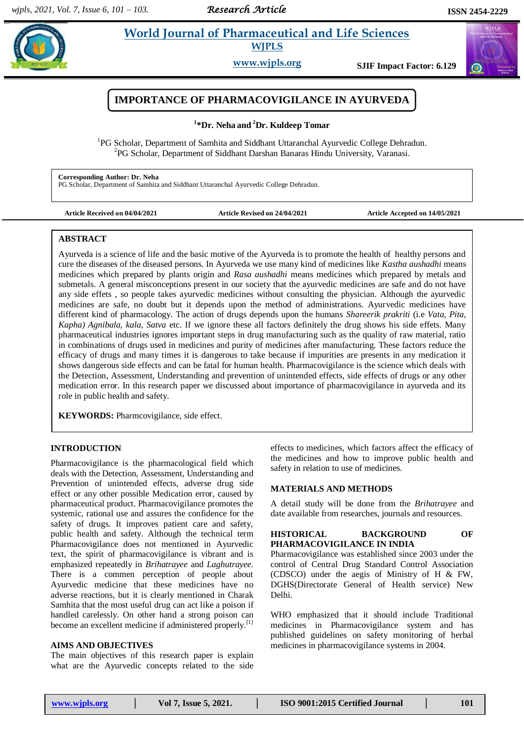# IMPORTANCE OF PHARMACOVIGILANCE IN AYURVEDA

**[1]*Dr. Neha and [2]Dr. Kuldeep Tomar**

[1]PG Scholar, Department of Samhita and Siddhant Uttaranchal Ayurvedic College Dehradun.
[2]PG Scholar, Department of Siddhant Darshan Banaras Hindu University, Varanasi.

**Corresponding Author: Dr. Neha**
PG Scholar, Department of Samhita and Siddhant Uttaranchal Ayurvedic College Dehradun.

**Article Received on 04/04/2021** | **Article Revised on 24/04/2021** | **Article Accepted on 14/05/2021**

## ABSTRACT

Ayurveda is a science of life and the basic motive of the Ayurveda is to promote the health of healthy persons and cure the diseases of the diseased persons. In Ayurveda we use many kind of medicines like *Kastha aushadhi* means medicines which prepared by plants origin and *Rasa aushadhi* means medicines which prepared by metals and submetals. A general misconceptions present in our society that the ayurvedic medicines are safe and do not have any side effets , so people takes ayurvedic medicines without consulting the physician. Although the ayurvedic medicines are safe, no doubt but it depends upon the method of administrations. Ayurvedic medicines have different kind of pharmacology. The action of drugs depends upon the humans *Shareerik prakriti* (i.e *Vata, Pita, Kapha) Agnibala, kala, Satva* etc. If we ignore these all factors definitely the drug shows his side effets. Many pharmaceutical industries ignores important steps in drug manufacturing such as the quality of raw material, ratio in combinations of drugs used in medicines and purity of medicines after manufacturing. These factors reduce the efficacy of drugs and many times it is dangerous to take because if impurities are presents in any medication it shows dangerous side effects and can be fatal for human health. Pharmacovigilance is the science which deals with the Detection, Assessment, Understanding and prevention of unintended effects, side effects of drugs or any other medication error. In this research paper we discussed about importance of pharmacovigilance in ayurveda and its role in public health and safety.

**KEYWORDS:** Pharmcovigilance, side effect.

## INTRODUCTION

Pharmacovigilance is the pharmacological field which deals with the Detection, Assessment, Understanding and Prevention of unintended effects, adverse drug side effect or any other possible Medication error, caused by pharmaceutical product. Pharmacovigilance promotes the systemic, rational use and assures the confidence for the safety of drugs. It improves patient care and safety, public health and safety. Although the technical term Pharmacovigilance does not mentioned in Ayurvedic text, the spirit of pharmacovigilance is vibrant and is emphasized repeatedly in *Brihatrayee* and *Laghutrayee.* There is a commen perception of people about Ayurvedic medicine that these medicines have no adverse reactions, but it is clearly mentioned in Charak Samhita that the most useful drug can act like a poison if handled carelessly. On other hand a strong poison can become an excellent medicine if administered properly.[1]

## AIMS AND OBJECTIVES

The main objectives of this research paper is explain what are the Ayurvedic concepts related to the side effects to medicines, which factors affect the efficacy of the medicines and how to improve public health and safety in relation to use of medicines.

## MATERIALS AND METHODS

A detail study will be done from the *Brihatrayee* and date available from researches, journals and resources.

## HISTORICAL BACKGROUND OF PHARMACOVIGILANCE IN INDIA

Pharmacovigilance was established since 2003 under the control of Central Drug Standard Control Association (CDSCO) under the aegis of Ministry of H & FW, DGHS(Directorate General of Health service) New Delhi.

WHO emphasized that it should include Traditional medicines in Pharmacovigilance system and has published guidelines on safety monitoring of herbal medicines in pharmacovigilance systems in 2004.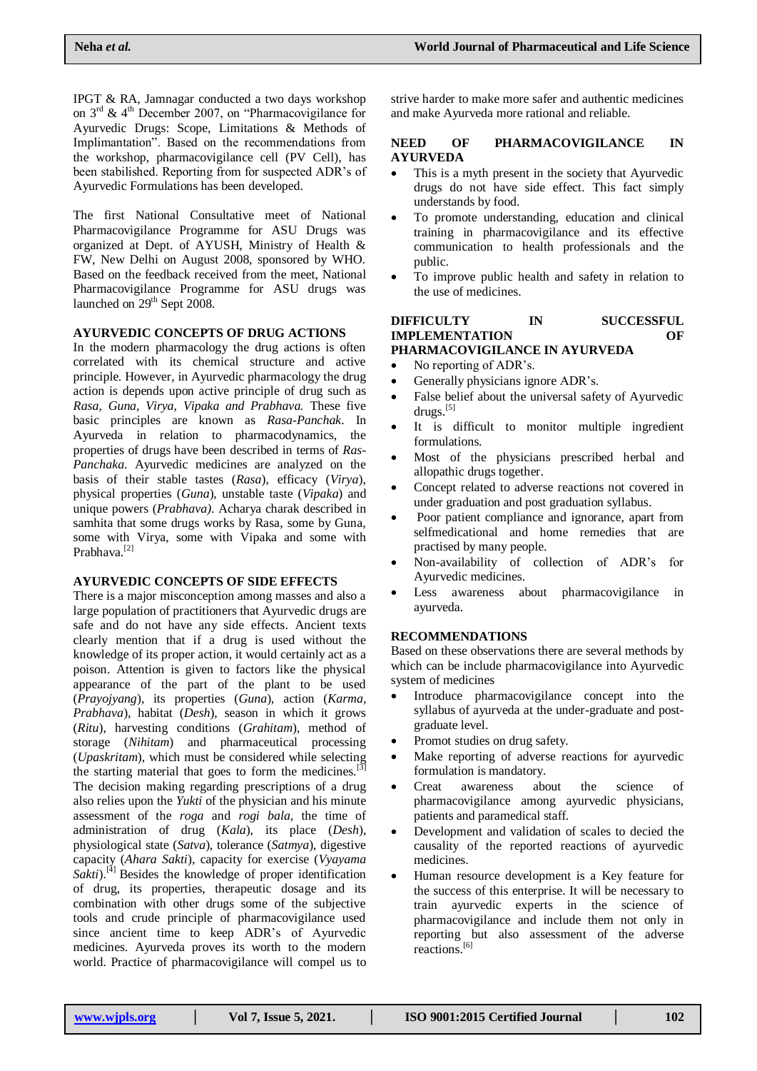IPGT & RA, Jamnagar conducted a two days workshop on 3rd & 4th December 2007, on "Pharmacovigilance for Ayurvedic Drugs: Scope, Limitations & Methods of Implimantation". Based on the recommendations from the workshop, pharmacovigilance cell (PV Cell), has been stabilished. Reporting from for suspected ADR's of Ayurvedic Formulations has been developed.

The first National Consultative meet of National Pharmacovigilance Programme for ASU Drugs was organized at Dept. of AYUSH, Ministry of Health & FW, New Delhi on August 2008, sponsored by WHO. Based on the feedback received from the meet, National Pharmacovigilance Programme for ASU drugs was launched on 29th Sept 2008.

## AYURVEDIC CONCEPTS OF DRUG ACTIONS

In the modern pharmacology the drug actions is often correlated with its chemical structure and active principle. However, in Ayurvedic pharmacology the drug action is depends upon active principle of drug such as *Rasa, Guna, Virya, Vipaka and Prabhava.* These five basic principles are known as *Rasa-Panchak*. In Ayurveda in relation to pharmacodynamics, the properties of drugs have been described in terms of *Ras-Panchaka.* Ayurvedic medicines are analyzed on the basis of their stable tastes (*Rasa*), efficacy (*Virya*), physical properties (*Guna*), unstable taste (*Vipaka*) and unique powers (*Prabhava).* Acharya charak described in samhita that some drugs works by Rasa, some by Guna, some with Virya, some with Vipaka and some with Prabhava.[2]

## AYURVEDIC CONCEPTS OF SIDE EFFECTS

There is a major misconception among masses and also a large population of practitioners that Ayurvedic drugs are safe and do not have any side effects. Ancient texts clearly mention that if a drug is used without the knowledge of its proper action, it would certainly act as a poison. Attention is given to factors like the physical appearance of the part of the plant to be used (*Prayojyang*), its properties (*Guna*), action (*Karma, Prabhava*), habitat (*Desh*), season in which it grows (*Ritu*), harvesting conditions (*Grahitam*), method of storage (*Nihitam*) and pharmaceutical processing (*Upaskritam*), which must be considered while selecting the starting material that goes to form the medicines.[3] The decision making regarding prescriptions of a drug also relies upon the *Yukti* of the physician and his minute assessment of the *roga* and *rogi bala*, the time of administration of drug (*Kala*), its place (*Desh*), physiological state (*Satva*), tolerance (*Satmya*), digestive capacity (*Ahara Sakti*), capacity for exercise (*Vyayama Sakti*).[4] Besides the knowledge of proper identification of drug, its properties, therapeutic dosage and its combination with other drugs some of the subjective tools and crude principle of pharmacovigilance used since ancient time to keep ADR's of Ayurvedic medicines. Ayurveda proves its worth to the modern world. Practice of pharmacovigilance will compel us to strive harder to make more safer and authentic medicines and make Ayurveda more rational and reliable.

## NEED OF PHARMACOVIGILANCE IN AYURVEDA

- This is a myth present in the society that Ayurvedic drugs do not have side effect. This fact simply understands by food.
- To promote understanding, education and clinical training in pharmacovigilance and its effective communication to health professionals and the public.
- To improve public health and safety in relation to the use of medicines.

## DIFFICULTY IN SUCCESSFUL IMPLEMENTATION OF PHARMACOVIGILANCE IN AYURVEDA

- No reporting of ADR's.
- Generally physicians ignore ADR's.
- False belief about the universal safety of Ayurvedic drugs.[5]
- It is difficult to monitor multiple ingredient formulations.
- Most of the physicians prescribed herbal and allopathic drugs together.
- Concept related to adverse reactions not covered in under graduation and post graduation syllabus.
- Poor patient compliance and ignorance, apart from selfmedicational and home remedies that are practised by many people.
- Non-availability of collection of ADR's for Ayurvedic medicines.
- Less awareness about pharmacovigilance in ayurveda.

## RECOMMENDATIONS

Based on these observations there are several methods by which can be include pharmacovigilance into Ayurvedic system of medicines

- Introduce pharmacovigilance concept into the syllabus of ayurveda at the under-graduate and post-graduate level.
- Promot studies on drug safety.
- Make reporting of adverse reactions for ayurvedic formulation is mandatory.
- Creat awareness about the science of pharmacovigilance among ayurvedic physicians, patients and paramedical staff.
- Development and validation of scales to decied the causality of the reported reactions of ayurvedic medicines.
- Human resource development is a Key feature for the success of this enterprise. It will be necessary to train ayurvedic experts in the science of pharmacovigilance and include them not only in reporting but also assessment of the adverse reactions.[6]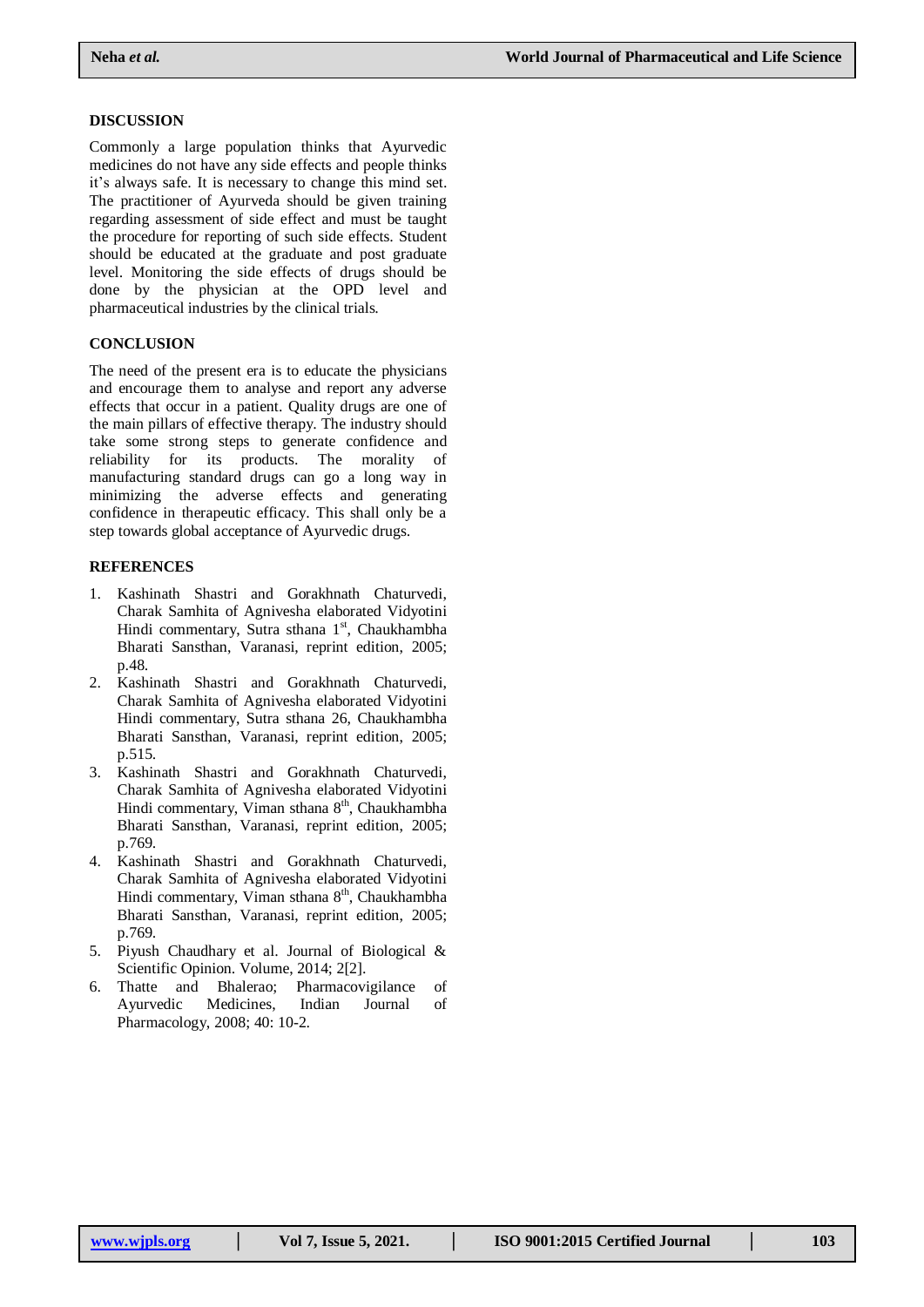## DISCUSSION

Commonly a large population thinks that Ayurvedic medicines do not have any side effects and people thinks it's always safe. It is necessary to change this mind set. The practitioner of Ayurveda should be given training regarding assessment of side effect and must be taught the procedure for reporting of such side effects. Student should be educated at the graduate and post graduate level. Monitoring the side effects of drugs should be done by the physician at the OPD level and pharmaceutical industries by the clinical trials.

## CONCLUSION

The need of the present era is to educate the physicians and encourage them to analyse and report any adverse effects that occur in a patient. Quality drugs are one of the main pillars of effective therapy. The industry should take some strong steps to generate confidence and reliability for its products. The morality of manufacturing standard drugs can go a long way in minimizing the adverse effects and generating confidence in therapeutic efficacy. This shall only be a step towards global acceptance of Ayurvedic drugs.

## REFERENCES

1. Kashinath Shastri and Gorakhnath Chaturvedi, Charak Samhita of Agnivesha elaborated Vidyotini Hindi commentary, Sutra sthana 1st, Chaukhambha Bharati Sansthan, Varanasi, reprint edition, 2005; p.48.
2. Kashinath Shastri and Gorakhnath Chaturvedi, Charak Samhita of Agnivesha elaborated Vidyotini Hindi commentary, Sutra sthana 26, Chaukhambha Bharati Sansthan, Varanasi, reprint edition, 2005; p.515.
3. Kashinath Shastri and Gorakhnath Chaturvedi, Charak Samhita of Agnivesha elaborated Vidyotini Hindi commentary, Viman sthana 8th, Chaukhambha Bharati Sansthan, Varanasi, reprint edition, 2005; p.769.
4. Kashinath Shastri and Gorakhnath Chaturvedi, Charak Samhita of Agnivesha elaborated Vidyotini Hindi commentary, Viman sthana 8th, Chaukhambha Bharati Sansthan, Varanasi, reprint edition, 2005; p.769.
5. Piyush Chaudhary et al. Journal of Biological & Scientific Opinion. Volume, 2014; 2[2].
6. Thatte and Bhalerao; Pharmacovigilance of Ayurvedic Medicines, Indian Journal of Pharmacology, 2008; 40: 10-2.